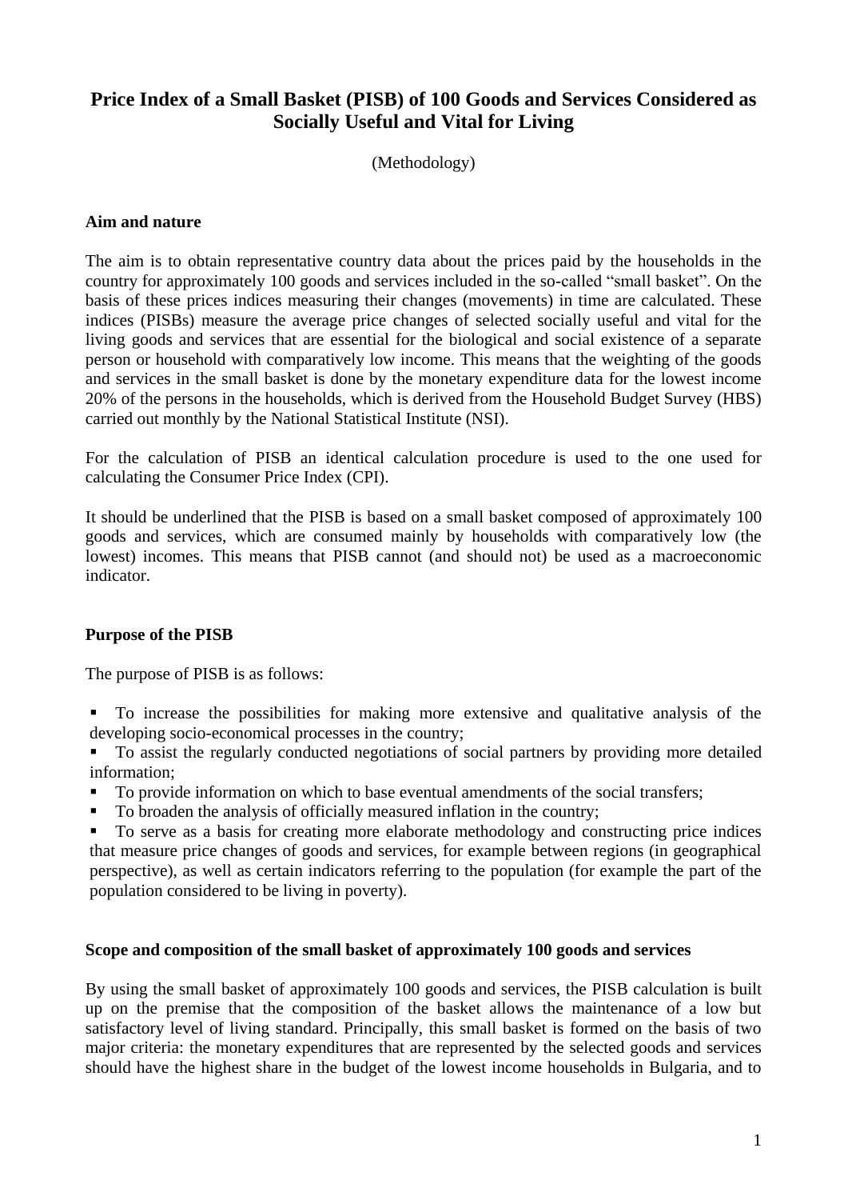# Price Index of a Small Basket (PISB) of 100 Goods and Services Considered as Socially Useful and Vital for Living

(Methodology)

### Aim and nature

The aim is to obtain representative country data about the prices paid by the households in the country for approximately 100 goods and services included in the so-called "small basket". On the basis of these prices indices measuring their changes (movements) in time are calculated. These indices (PISBs) measure the average price changes of selected socially useful and vital for the living goods and services that are essential for the biological and social existence of a separate person or household with comparatively low income. This means that the weighting of the goods and services in the small basket is done by the monetary expenditure data for the lowest income 20% of the persons in the households, which is derived from the Household Budget Survey (HBS) carried out monthly by the National Statistical Institute (NSI).

For the calculation of PISB an identical calculation procedure is used to the one used for calculating the Consumer Price Index (CPI).

It should be underlined that the PISB is based on a small basket composed of approximately 100 goods and services, which are consumed mainly by households with comparatively low (the lowest) incomes. This means that PISB cannot (and should not) be used as a macroeconomic indicator.

### Purpose of the PISB

The purpose of PISB is as follows:

- To increase the possibilities for making more extensive and qualitative analysis of the developing socio-economical processes in the country;
- To assist the regularly conducted negotiations of social partners by providing more detailed information;
- To provide information on which to base eventual amendments of the social transfers;
- To broaden the analysis of officially measured inflation in the country;
- To serve as a basis for creating more elaborate methodology and constructing price indices that measure price changes of goods and services, for example between regions (in geographical perspective), as well as certain indicators referring to the population (for example the part of the population considered to be living in poverty).

### Scope and composition of the small basket of approximately 100 goods and services

By using the small basket of approximately 100 goods and services, the PISB calculation is built up on the premise that the composition of the basket allows the maintenance of a low but satisfactory level of living standard. Principally, this small basket is formed on the basis of two major criteria: the monetary expenditures that are represented by the selected goods and services should have the highest share in the budget of the lowest income households in Bulgaria, and to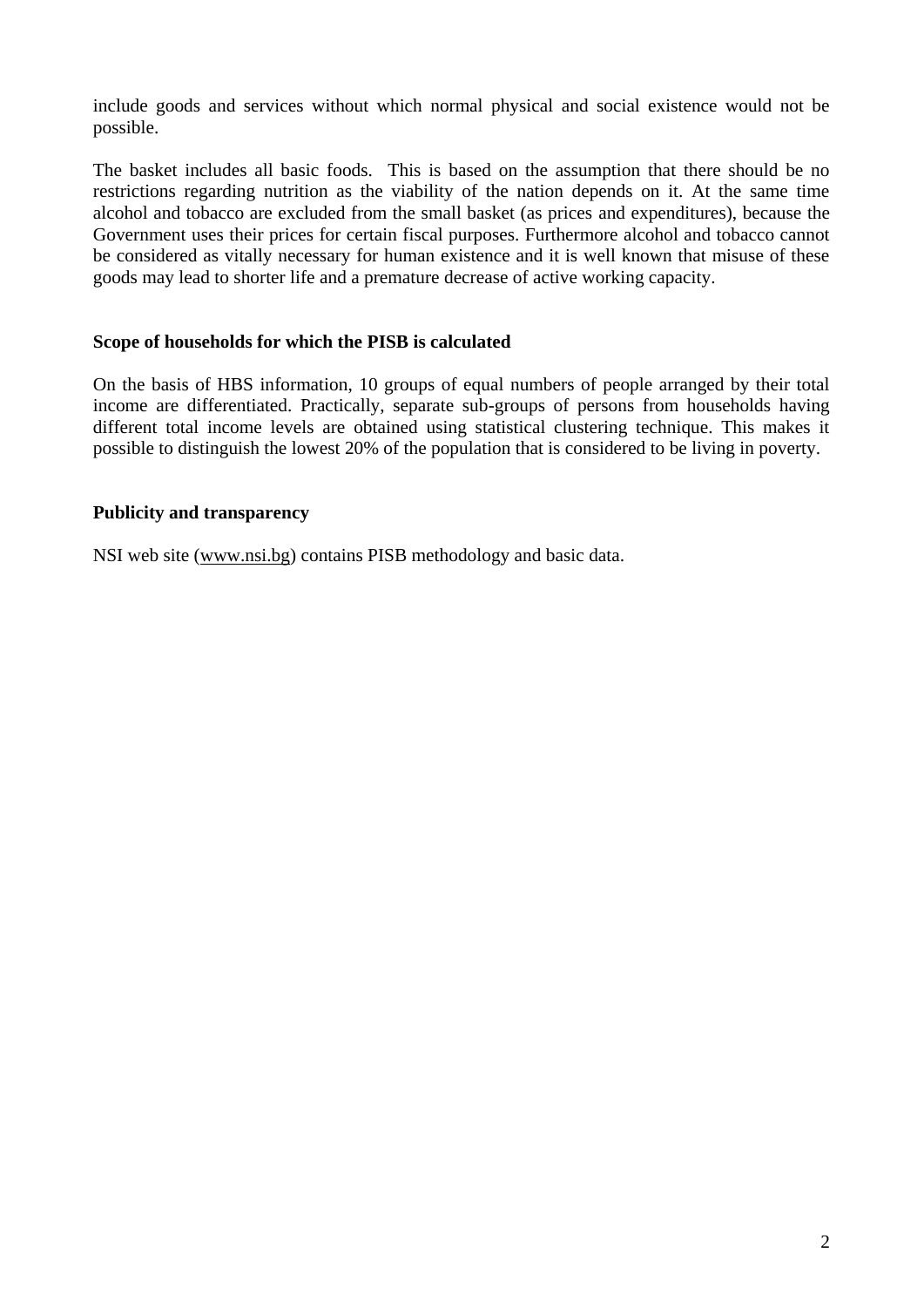include goods and services without which normal physical and social existence would not be possible.

The basket includes all basic foods. This is based on the assumption that there should be no restrictions regarding nutrition as the viability of the nation depends on it. At the same time alcohol and tobacco are excluded from the small basket (as prices and expenditures), because the Government uses their prices for certain fiscal purposes. Furthermore alcohol and tobacco cannot be considered as vitally necessary for human existence and it is well known that misuse of these goods may lead to shorter life and a premature decrease of active working capacity.

**Scope of households for which the PISB is calculated**

On the basis of HBS information, 10 groups of equal numbers of people arranged by their total income are differentiated. Practically, separate sub-groups of persons from households having different total income levels are obtained using statistical clustering technique. This makes it possible to distinguish the lowest 20% of the population that is considered to be living in poverty.

**Publicity and transparency**

NSI web site (www.nsi.bg) contains PISB methodology and basic data.